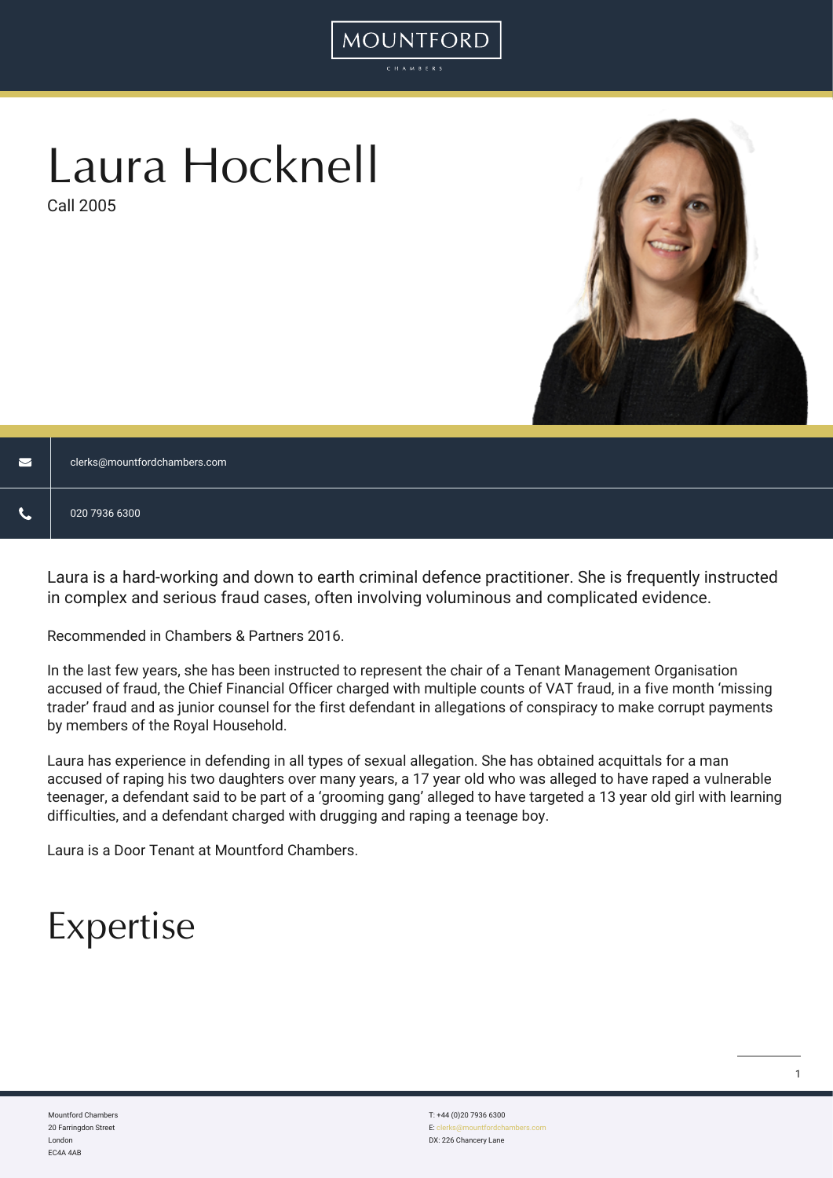# Laura Hocknell

Call 2005

clerks@mountfordchambers.com

020 7936 6300

Laura is a hard-working and down to earth criminal defence practitioner. She is frequently instructed in complex and serious fraud cases, often involving voluminous and complicated evidence.

Recommended in Chambers & Partners 2016.

In the last few years, she has been instructed to represent the chair of a Tenant Management Organisation accused of fraud, the Chief Financial Officer charged with multiple counts of VAT fraud, in a five month 'missing trader' fraud and as junior counsel for the first defendant in allegations of conspiracy to make corrupt payments by members of the Royal Household.

Laura has experience in defending in all types of sexual allegation. She has obtained acquittals for a man accused of raping his two daughters over many years, a 17 year old who was alleged to have raped a vulnerable teenager, a defendant said to be part of a 'grooming gang' alleged to have targeted a 13 year old girl with learning difficulties, and a defendant charged with drugging and raping a teenage boy.

Laura is a Door Tenant at Mountford Chambers.

# Expertise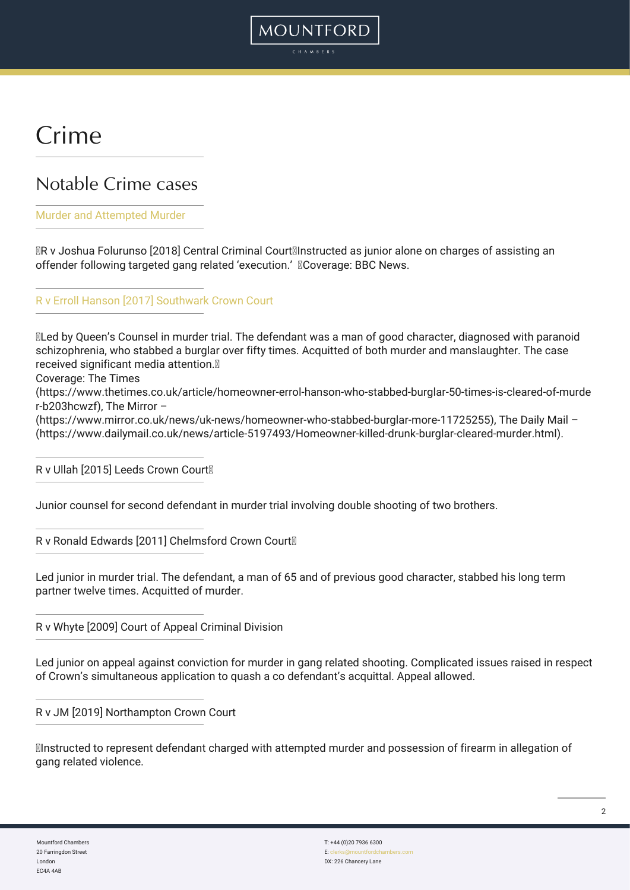# Crime

## Notable Crime cases

### Murder and Attempted Murder

R v Joshua Folurunso [2018] Central Criminal Court Instructed as junior alone on charges of assisting an offender following targeted gang related 'execution.' Coverage: BBC News.

### R v Erroll Hanson [2017] Southwark Crown Court

Led by Queen's Counsel in murder trial. The defendant was a man of good character, diagnosed with paranoid schizophrenia, who stabbed a burglar over fifty times. Acquitted of both murder and manslaughter. The case received significant media attention.

Coverage: The Times (https://www.thetimes.co.uk/article/homeowner-errol-hanson-who-stabbed-burglar-50-times-is-cleared-of-murder-b203hcwzf), The Mirror – (https://www.mirror.co.uk/news/uk-news/homeowner-who-stabbed-burglar-more-11725255), The Daily Mail – (https://www.dailymail.co.uk/news/article-5197493/Homeowner-killed-drunk-burglar-cleared-murder.html).

### R v Ullah [2015] Leeds Crown Court

Junior counsel for second defendant in murder trial involving double shooting of two brothers.

### R v Ronald Edwards [2011] Chelmsford Crown Court

Led junior in murder trial. The defendant, a man of 65 and of previous good character, stabbed his long term partner twelve times. Acquitted of murder.

### R v Whyte [2009] Court of Appeal Criminal Division

Led junior on appeal against conviction for murder in gang related shooting. Complicated issues raised in respect of Crown's simultaneous application to quash a co defendant's acquittal. Appeal allowed.

### R v JM [2019] Northampton Crown Court

Instructed to represent defendant charged with attempted murder and possession of firearm in allegation of gang related violence.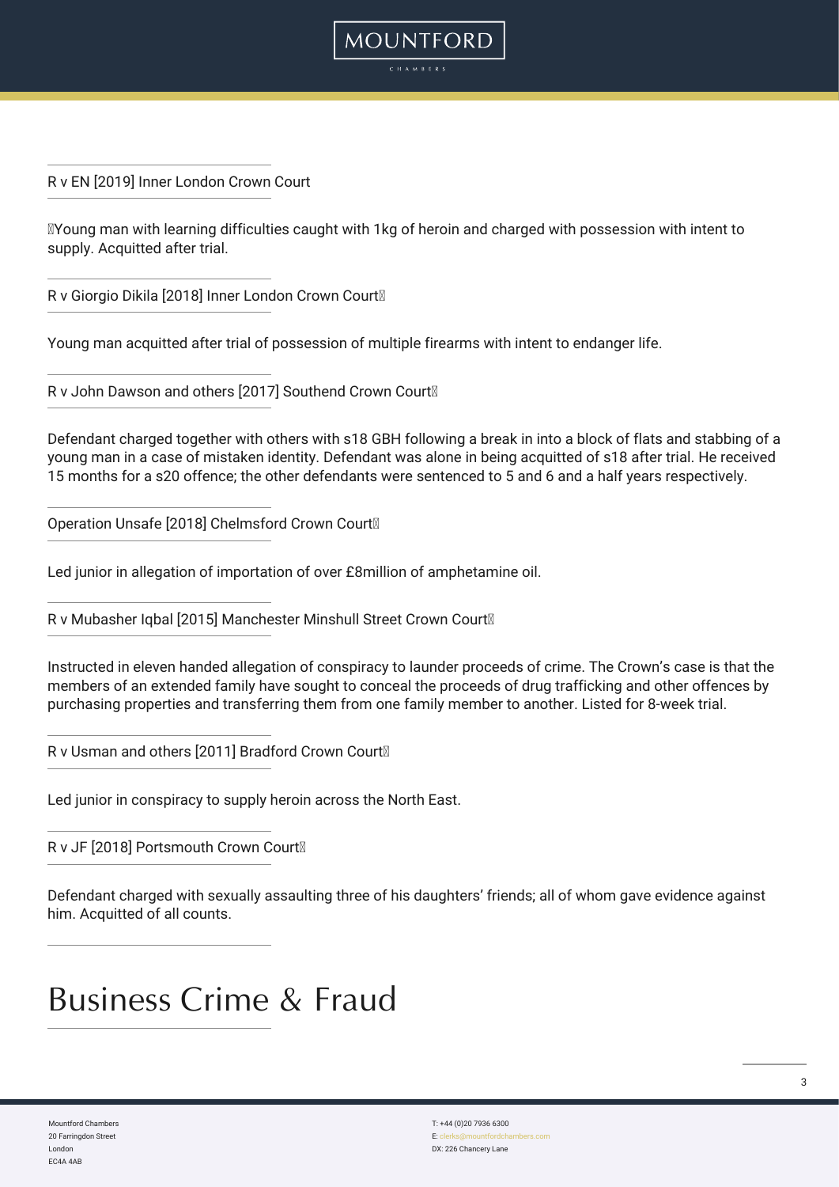R v EN [2019] Inner London Crown Court

Young man with learning difficulties caught with 1kg of heroin and charged with possession with intent to supply. Acquitted after trial.

R v Giorgio Dikila [2018] Inner London Crown Court

Young man acquitted after trial of possession of multiple firearms with intent to endanger life.

R v John Dawson and others [2017] Southend Crown Court

Defendant charged together with others with s18 GBH following a break in into a block of flats and stabbing of a young man in a case of mistaken identity. Defendant was alone in being acquitted of s18 after trial. He received 15 months for a s20 offence; the other defendants were sentenced to 5 and 6 and a half years respectively.

Operation Unsafe [2018] Chelmsford Crown Court

Led junior in allegation of importation of over £8million of amphetamine oil.

R v Mubasher Iqbal [2015] Manchester Minshull Street Crown Court

Instructed in eleven handed allegation of conspiracy to launder proceeds of crime. The Crown's case is that the members of an extended family have sought to conceal the proceeds of drug trafficking and other offences by purchasing properties and transferring them from one family member to another. Listed for 8-week trial.

R v Usman and others [2011] Bradford Crown Court

Led junior in conspiracy to supply heroin across the North East.

R v JF [2018] Portsmouth Crown Court

Defendant charged with sexually assaulting three of his daughters' friends; all of whom gave evidence against him. Acquitted of all counts.

# Business Crime & Fraud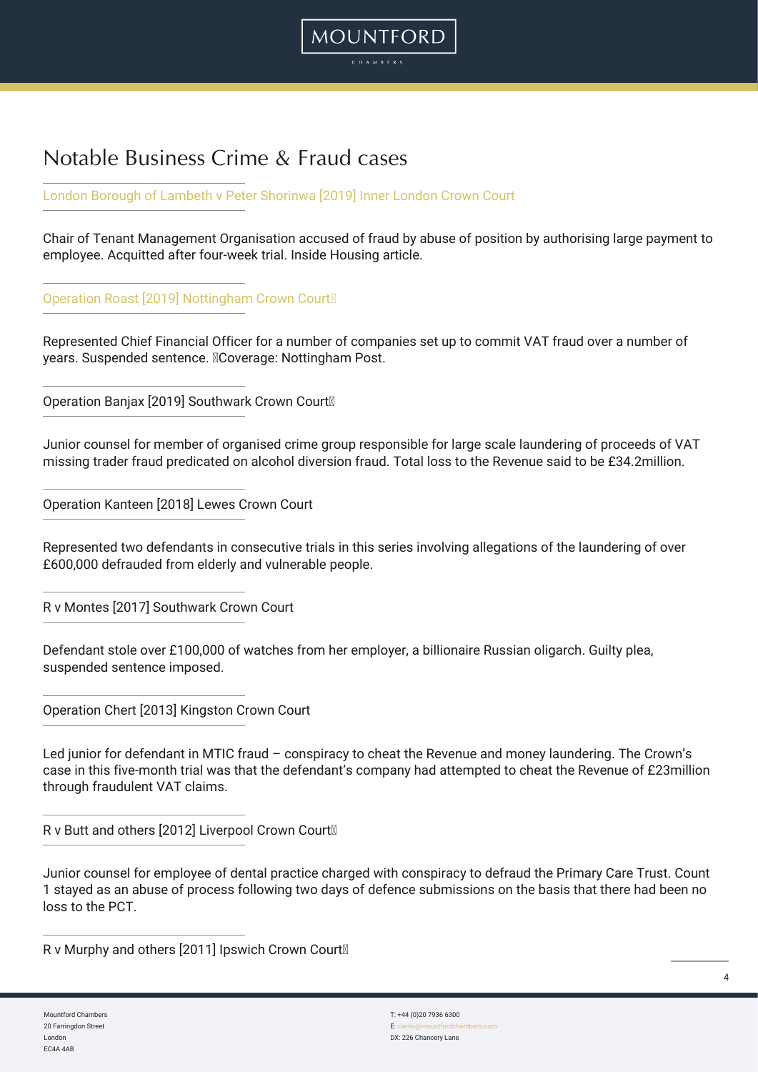# Notable Business Crime & Fraud cases

London Borough of Lambeth v Peter Shorinwa [2019] Inner London Crown Court

Chair of Tenant Management Organisation accused of fraud by abuse of position by authorising large payment to employee. Acquitted after four-week trial. Inside Housing article.

Operation Roast [2019] Nottingham Crown Court

Represented Chief Financial Officer for a number of companies set up to commit VAT fraud over a number of years. Suspended sentence. Coverage: Nottingham Post.

Operation Banjax [2019] Southwark Crown Court

Junior counsel for member of organised crime group responsible for large scale laundering of proceeds of VAT missing trader fraud predicated on alcohol diversion fraud. Total loss to the Revenue said to be £34.2million.

Operation Kanteen [2018] Lewes Crown Court

Represented two defendants in consecutive trials in this series involving allegations of the laundering of over £600,000 defrauded from elderly and vulnerable people.

R v Montes [2017] Southwark Crown Court

Defendant stole over £100,000 of watches from her employer, a billionaire Russian oligarch. Guilty plea, suspended sentence imposed.

Operation Chert [2013] Kingston Crown Court

Led junior for defendant in MTIC fraud – conspiracy to cheat the Revenue and money laundering. The Crown's case in this five-month trial was that the defendant's company had attempted to cheat the Revenue of £23million through fraudulent VAT claims.

R v Butt and others [2012] Liverpool Crown Court

Junior counsel for employee of dental practice charged with conspiracy to defraud the Primary Care Trust. Count 1 stayed as an abuse of process following two days of defence submissions on the basis that there had been no loss to the PCT.

R v Murphy and others [2011] Ipswich Crown Court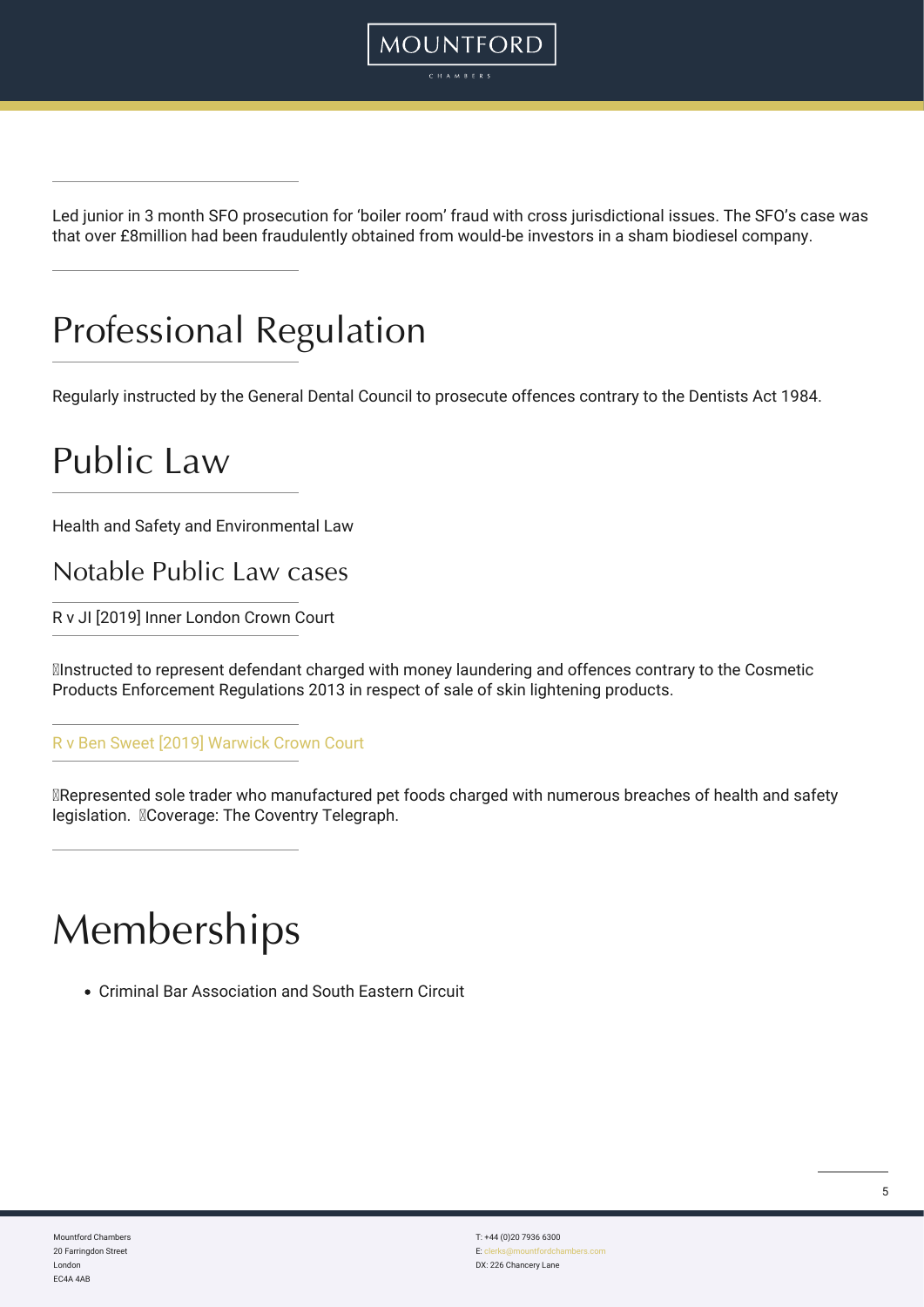Led junior in 3 month SFO prosecution for 'boiler room' fraud with cross jurisdictional issues. The SFO's case was that over £8million had been fraudulently obtained from would-be investors in a sham biodiesel company.

# Professional Regulation

Regularly instructed by the General Dental Council to prosecute offences contrary to the Dentists Act 1984.

# Public Law

Health and Safety and Environmental Law

## Notable Public Law cases

R v JI [2019] Inner London Crown Court

Instructed to represent defendant charged with money laundering and offences contrary to the Cosmetic Products Enforcement Regulations 2013 in respect of sale of skin lightening products.

R v Ben Sweet [2019] Warwick Crown Court

Represented sole trader who manufactured pet foods charged with numerous breaches of health and safety legislation. Coverage: The Coventry Telegraph.

# Memberships

- Criminal Bar Association and South Eastern Circuit